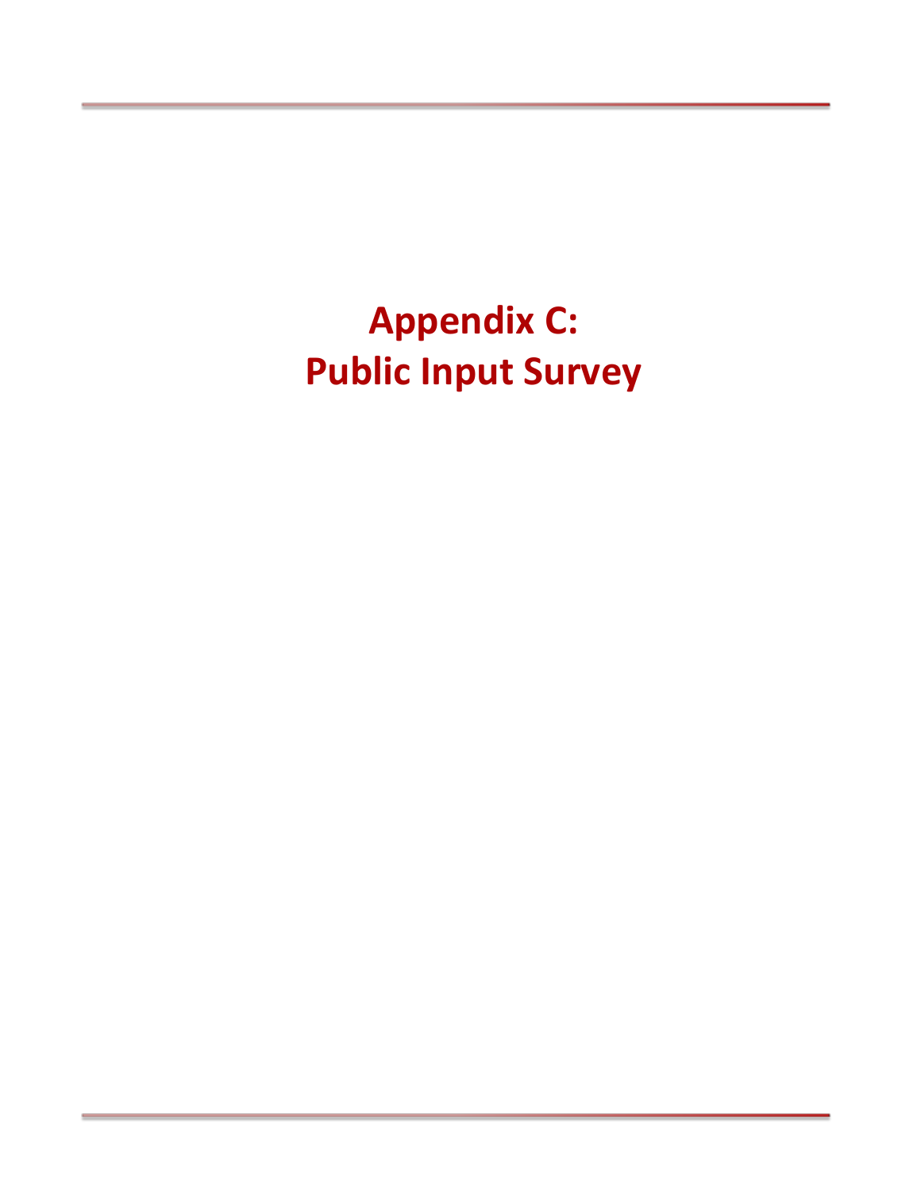# Appendix C:
# Public Input Survey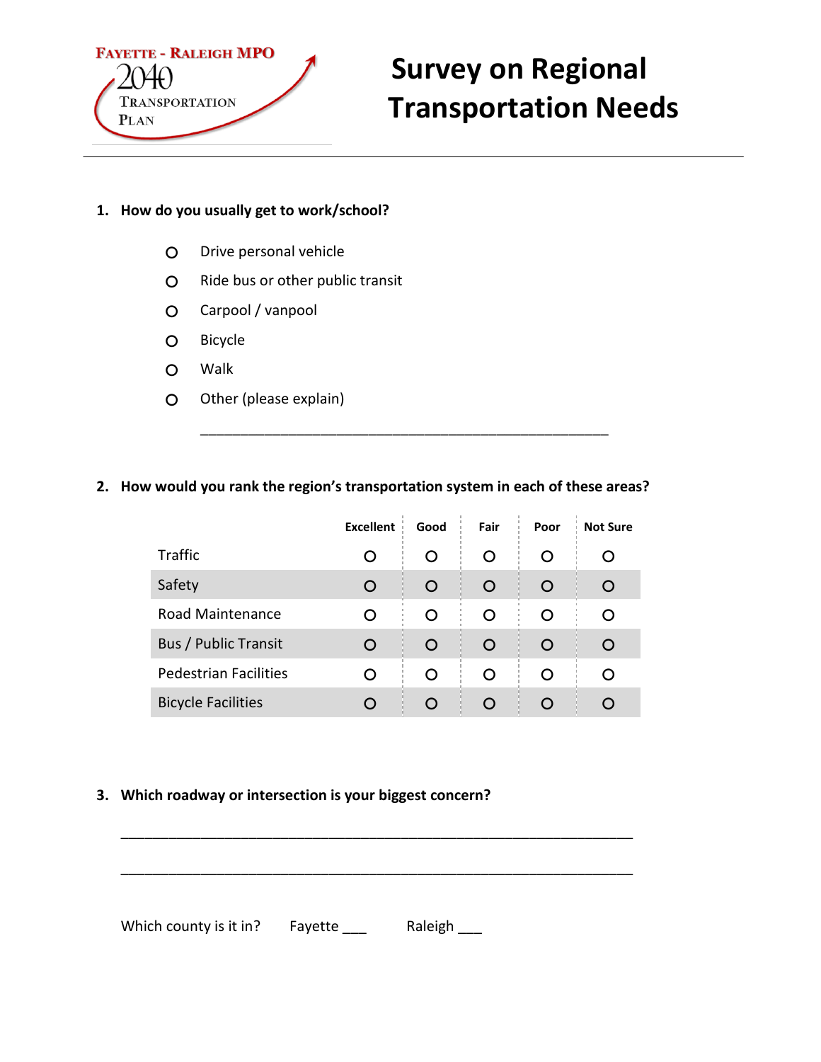FAYETTE - RALEIGH MPO
2040
TRANSPORTATION PLAN

# Survey on Regional Transportation Needs

**1. How do you usually get to work/school?**

- O Drive personal vehicle
- O Ride bus or other public transit
- O Carpool / vanpool
- O Bicycle
- O Walk
- O Other (please explain)

______________________________________________________

**2. How would you rank the region's transportation system in each of these areas?**

| | Excellent | Good | Fair | Poor | Not Sure |
|---|---|---|---|---|---|
| Traffic | O | O | O | O | O |
| Safety | O | O | O | O | O |
| Road Maintenance | O | O | O | O | O |
| Bus / Public Transit | O | O | O | O | O |
| Pedestrian Facilities | O | O | O | O | O |
| Bicycle Facilities | O | O | O | O | O |

**3. Which roadway or intersection is your biggest concern?**

____________________________________________________________________

____________________________________________________________________

Which county is it in? Fayette ___ Raleigh ___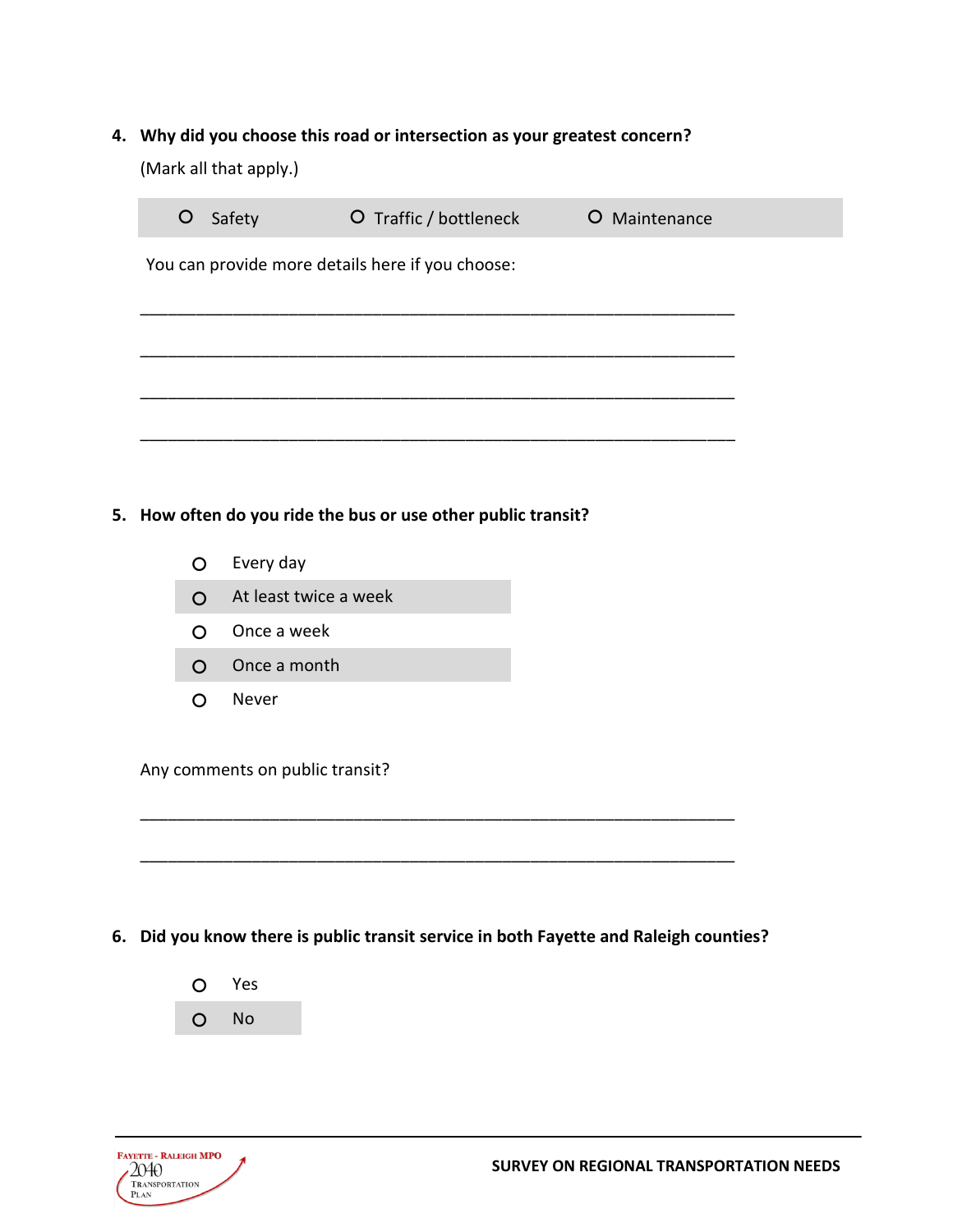**4. Why did you choose this road or intersection as your greatest concern?**

(Mark all that apply.)

- O Safety
- O Traffic / bottleneck
- O Maintenance

You can provide more details here if you choose:

\_\_\_\_\_\_\_\_\_\_\_\_\_\_\_\_\_\_\_\_\_\_\_\_\_\_\_\_\_\_\_\_\_\_\_\_\_\_\_\_\_\_\_\_\_\_\_\_\_\_\_\_\_\_\_\_\_\_\_\_\_\_

\_\_\_\_\_\_\_\_\_\_\_\_\_\_\_\_\_\_\_\_\_\_\_\_\_\_\_\_\_\_\_\_\_\_\_\_\_\_\_\_\_\_\_\_\_\_\_\_\_\_\_\_\_\_\_\_\_\_\_\_\_\_

\_\_\_\_\_\_\_\_\_\_\_\_\_\_\_\_\_\_\_\_\_\_\_\_\_\_\_\_\_\_\_\_\_\_\_\_\_\_\_\_\_\_\_\_\_\_\_\_\_\_\_\_\_\_\_\_\_\_\_\_\_\_

\_\_\_\_\_\_\_\_\_\_\_\_\_\_\_\_\_\_\_\_\_\_\_\_\_\_\_\_\_\_\_\_\_\_\_\_\_\_\_\_\_\_\_\_\_\_\_\_\_\_\_\_\_\_\_\_\_\_\_\_\_\_

**5. How often do you ride the bus or use other public transit?**

- O Every day
- O At least twice a week
- O Once a week
- O Once a month
- O Never

Any comments on public transit?

\_\_\_\_\_\_\_\_\_\_\_\_\_\_\_\_\_\_\_\_\_\_\_\_\_\_\_\_\_\_\_\_\_\_\_\_\_\_\_\_\_\_\_\_\_\_\_\_\_\_\_\_\_\_\_\_\_\_\_\_\_\_

\_\_\_\_\_\_\_\_\_\_\_\_\_\_\_\_\_\_\_\_\_\_\_\_\_\_\_\_\_\_\_\_\_\_\_\_\_\_\_\_\_\_\_\_\_\_\_\_\_\_\_\_\_\_\_\_\_\_\_\_\_\_

**6. Did you know there is public transit service in both Fayette and Raleigh counties?**

- O Yes
- O No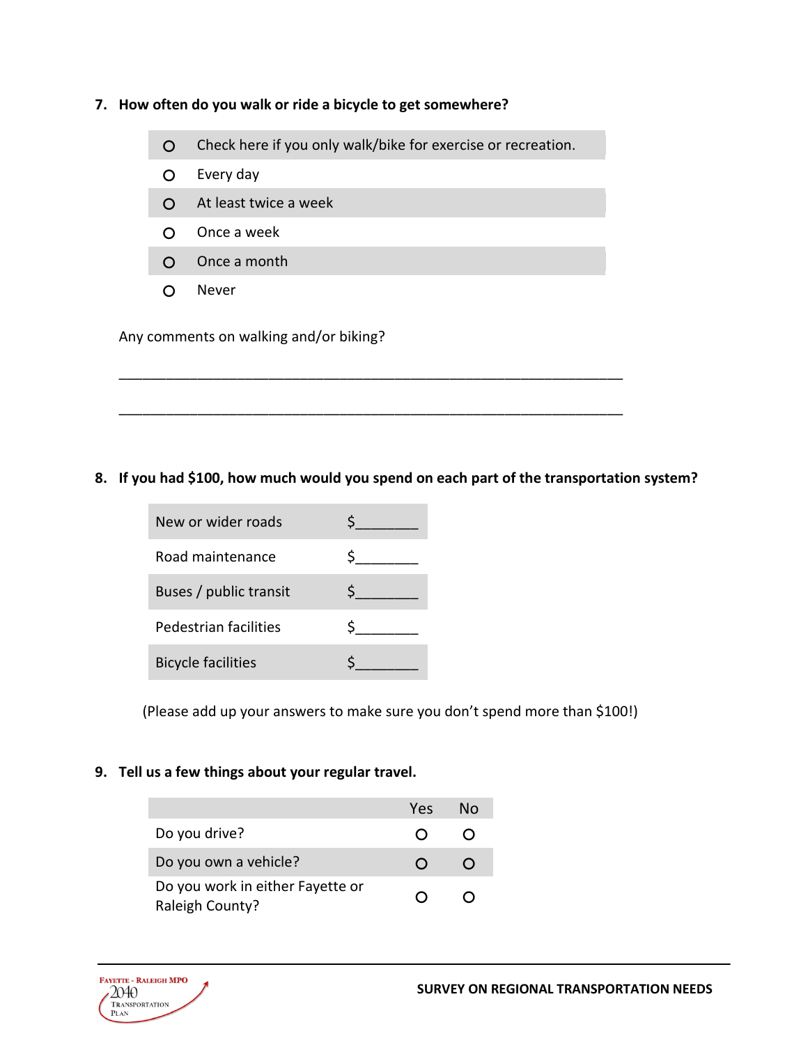**7. How often do you walk or ride a bicycle to get somewhere?**

- O Check here if you only walk/bike for exercise or recreation.
- O Every day
- O At least twice a week
- O Once a week
- O Once a month
- O Never

Any comments on walking and/or biking?

________________________________________________________________

________________________________________________________________

**8. If you had $100, how much would you spend on each part of the transportation system?**

| | |
|---|---|
| New or wider roads | $________ |
| Road maintenance | $________ |
| Buses / public transit | $________ |
| Pedestrian facilities | $________ |
| Bicycle facilities | $________ |

(Please add up your answers to make sure you don't spend more than $100!)

**9. Tell us a few things about your regular travel.**

| | Yes | No |
|---|---|---|
| Do you drive? | O | O |
| Do you own a vehicle? | O | O |
| Do you work in either Fayette or Raleigh County? | O | O |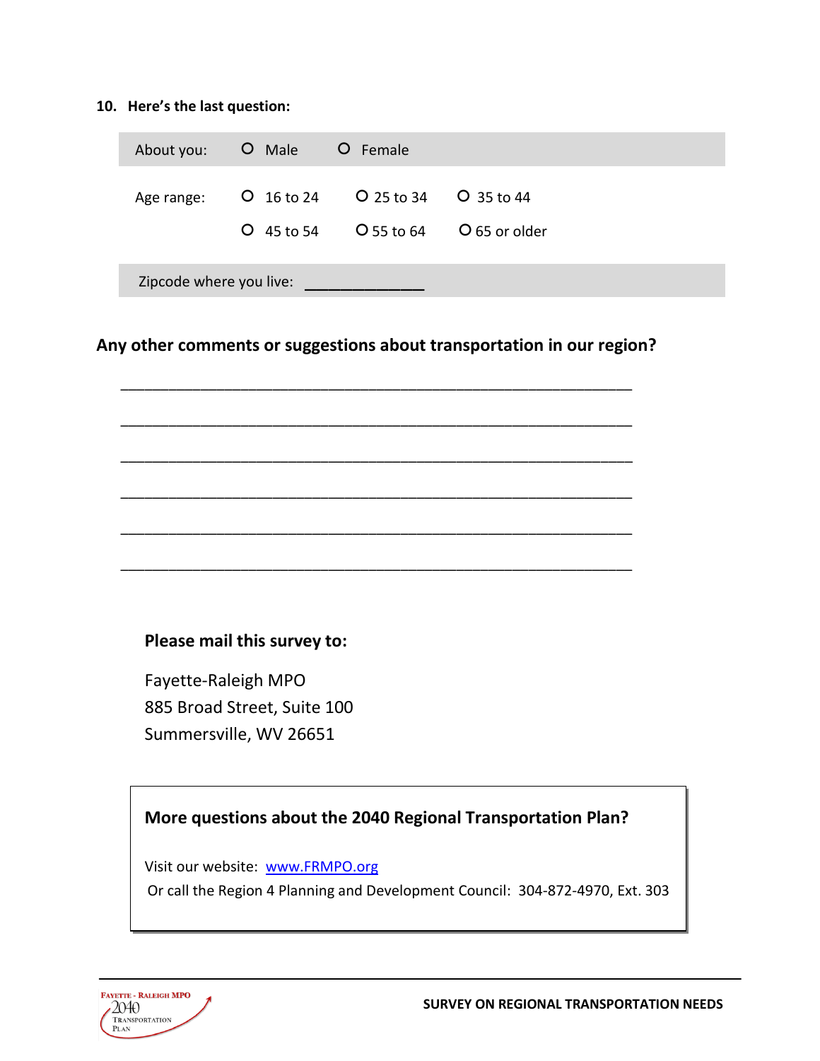**10. Here's the last question:**

| | | | |
|---|---|---|---|
| About you: | O Male | O Female | |
| Age range: | O 16 to 24 | O 25 to 34 | O 35 to 44 |
| | O 45 to 54 | O 55 to 64 | O 65 or older |
| Zipcode where you live: ______________ | | | |

**Any other comments or suggestions about transportation in our region?**

____________________________________________________________

____________________________________________________________

____________________________________________________________

____________________________________________________________

____________________________________________________________

____________________________________________________________

**Please mail this survey to:**

Fayette-Raleigh MPO
885 Broad Street, Suite 100
Summersville, WV 26651

**More questions about the 2040 Regional Transportation Plan?**

Visit our website: [www.FRMPO.org](http://www.FRMPO.org)

Or call the Region 4 Planning and Development Council: 304-872-4970, Ext. 303